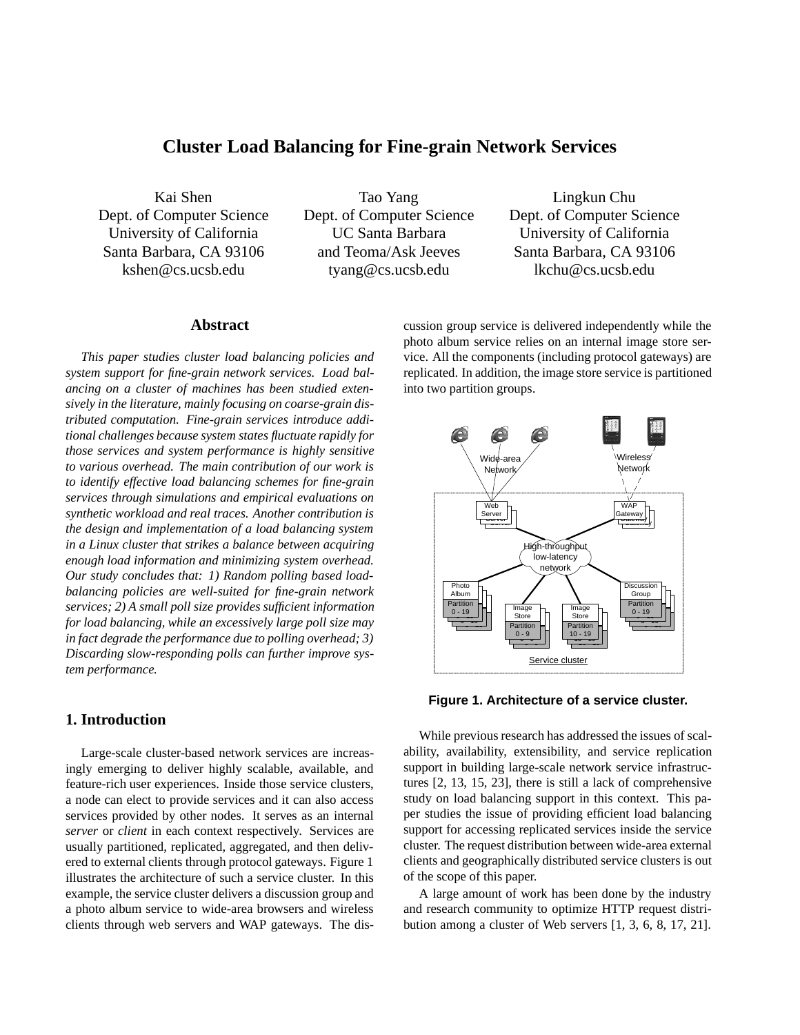# Cluster Load Balancing for Fine-grain Network Services

Kai Shen
Dept. of Computer Science
University of California
Santa Barbara, CA 93106
kshen@cs.ucsb.edu

Tao Yang
Dept. of Computer Science
UC Santa Barbara
and Teoma/Ask Jeeves
tyang@cs.ucsb.edu

Lingkun Chu
Dept. of Computer Science
University of California
Santa Barbara, CA 93106
lkchu@cs.ucsb.edu

## Abstract

*This paper studies cluster load balancing policies and system support for fine-grain network services. Load balancing on a cluster of machines has been studied extensively in the literature, mainly focusing on coarse-grain distributed computation. Fine-grain services introduce additional challenges because system states fluctuate rapidly for those services and system performance is highly sensitive to various overhead. The main contribution of our work is to identify effective load balancing schemes for fine-grain services through simulations and empirical evaluations on synthetic workload and real traces. Another contribution is the design and implementation of a load balancing system in a Linux cluster that strikes a balance between acquiring enough load information and minimizing system overhead. Our study concludes that: 1) Random polling based load-balancing policies are well-suited for fine-grain network services; 2) A small poll size provides sufficient information for load balancing, while an excessively large poll size may in fact degrade the performance due to polling overhead; 3) Discarding slow-responding polls can further improve system performance.*

## 1. Introduction

Large-scale cluster-based network services are increasingly emerging to deliver highly scalable, available, and feature-rich user experiences. Inside those service clusters, a node can elect to provide services and it can also access services provided by other nodes. It serves as an internal *server* or *client* in each context respectively. Services are usually partitioned, replicated, aggregated, and then delivered to external clients through protocol gateways. Figure 1 illustrates the architecture of such a service cluster. In this example, the service cluster delivers a discussion group and a photo album service to wide-area browsers and wireless clients through web servers and WAP gateways. The discussion group service is delivered independently while the photo album service relies on an internal image store service. All the components (including protocol gateways) are replicated. In addition, the image store service is partitioned into two partition groups.

**Figure 1. Architecture of a service cluster.**

While previous research has addressed the issues of scalability, availability, extensibility, and service replication support in building large-scale network service infrastructures [2, 13, 15, 23], there is still a lack of comprehensive study on load balancing support in this context. This paper studies the issue of providing efficient load balancing support for accessing replicated services inside the service cluster. The request distribution between wide-area external clients and geographically distributed service clusters is out of the scope of this paper.

A large amount of work has been done by the industry and research community to optimize HTTP request distribution among a cluster of Web servers [1, 3, 6, 8, 17, 21].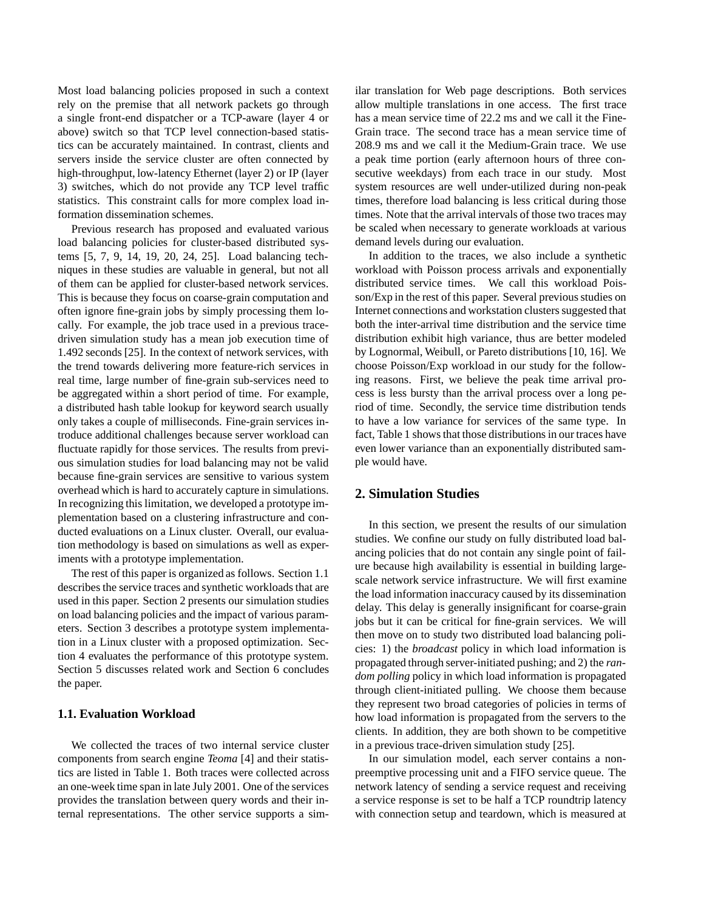Most load balancing policies proposed in such a context rely on the premise that all network packets go through a single front-end dispatcher or a TCP-aware (layer 4 or above) switch so that TCP level connection-based statistics can be accurately maintained. In contrast, clients and servers inside the service cluster are often connected by high-throughput, low-latency Ethernet (layer 2) or IP (layer 3) switches, which do not provide any TCP level traffic statistics. This constraint calls for more complex load information dissemination schemes.

Previous research has proposed and evaluated various load balancing policies for cluster-based distributed systems [5, 7, 9, 14, 19, 20, 24, 25]. Load balancing techniques in these studies are valuable in general, but not all of them can be applied for cluster-based network services. This is because they focus on coarse-grain computation and often ignore fine-grain jobs by simply processing them locally. For example, the job trace used in a previous trace-driven simulation study has a mean job execution time of 1.492 seconds [25]. In the context of network services, with the trend towards delivering more feature-rich services in real time, large number of fine-grain sub-services need to be aggregated within a short period of time. For example, a distributed hash table lookup for keyword search usually only takes a couple of milliseconds. Fine-grain services introduce additional challenges because server workload can fluctuate rapidly for those services. The results from previous simulation studies for load balancing may not be valid because fine-grain services are sensitive to various system overhead which is hard to accurately capture in simulations. In recognizing this limitation, we developed a prototype implementation based on a clustering infrastructure and conducted evaluations on a Linux cluster. Overall, our evaluation methodology is based on simulations as well as experiments with a prototype implementation.

The rest of this paper is organized as follows. Section 1.1 describes the service traces and synthetic workloads that are used in this paper. Section 2 presents our simulation studies on load balancing policies and the impact of various parameters. Section 3 describes a prototype system implementation in a Linux cluster with a proposed optimization. Section 4 evaluates the performance of this prototype system. Section 5 discusses related work and Section 6 concludes the paper.

### 1.1. Evaluation Workload

We collected the traces of two internal service cluster components from search engine *Teoma* [4] and their statistics are listed in Table 1. Both traces were collected across an one-week time span in late July 2001. One of the services provides the translation between query words and their internal representations. The other service supports a similar translation for Web page descriptions. Both services allow multiple translations in one access. The first trace has a mean service time of 22.2 ms and we call it the Fine-Grain trace. The second trace has a mean service time of 208.9 ms and we call it the Medium-Grain trace. We use a peak time portion (early afternoon hours of three consecutive weekdays) from each trace in our study. Most system resources are well under-utilized during non-peak times, therefore load balancing is less critical during those times. Note that the arrival intervals of those two traces may be scaled when necessary to generate workloads at various demand levels during our evaluation.

In addition to the traces, we also include a synthetic workload with Poisson process arrivals and exponentially distributed service times. We call this workload Poisson/Exp in the rest of this paper. Several previous studies on Internet connections and workstation clusters suggested that both the inter-arrival time distribution and the service time distribution exhibit high variance, thus are better modeled by Lognormal, Weibull, or Pareto distributions [10, 16]. We choose Poisson/Exp workload in our study for the following reasons. First, we believe the peak time arrival process is less bursty than the arrival process over a long period of time. Secondly, the service time distribution tends to have a low variance for services of the same type. In fact, Table 1 shows that those distributions in our traces have even lower variance than an exponentially distributed sample would have.

## 2. Simulation Studies

In this section, we present the results of our simulation studies. We confine our study on fully distributed load balancing policies that do not contain any single point of failure because high availability is essential in building large-scale network service infrastructure. We will first examine the load information inaccuracy caused by its dissemination delay. This delay is generally insignificant for coarse-grain jobs but it can be critical for fine-grain services. We will then move on to study two distributed load balancing policies: 1) the *broadcast* policy in which load information is propagated through server-initiated pushing; and 2) the *random polling* policy in which load information is propagated through client-initiated pulling. We choose them because they represent two broad categories of policies in terms of how load information is propagated from the servers to the clients. In addition, they are both shown to be competitive in a previous trace-driven simulation study [25].

In our simulation model, each server contains a non-preemptive processing unit and a FIFO service queue. The network latency of sending a service request and receiving a service response is set to be half a TCP roundtrip latency with connection setup and teardown, which is measured at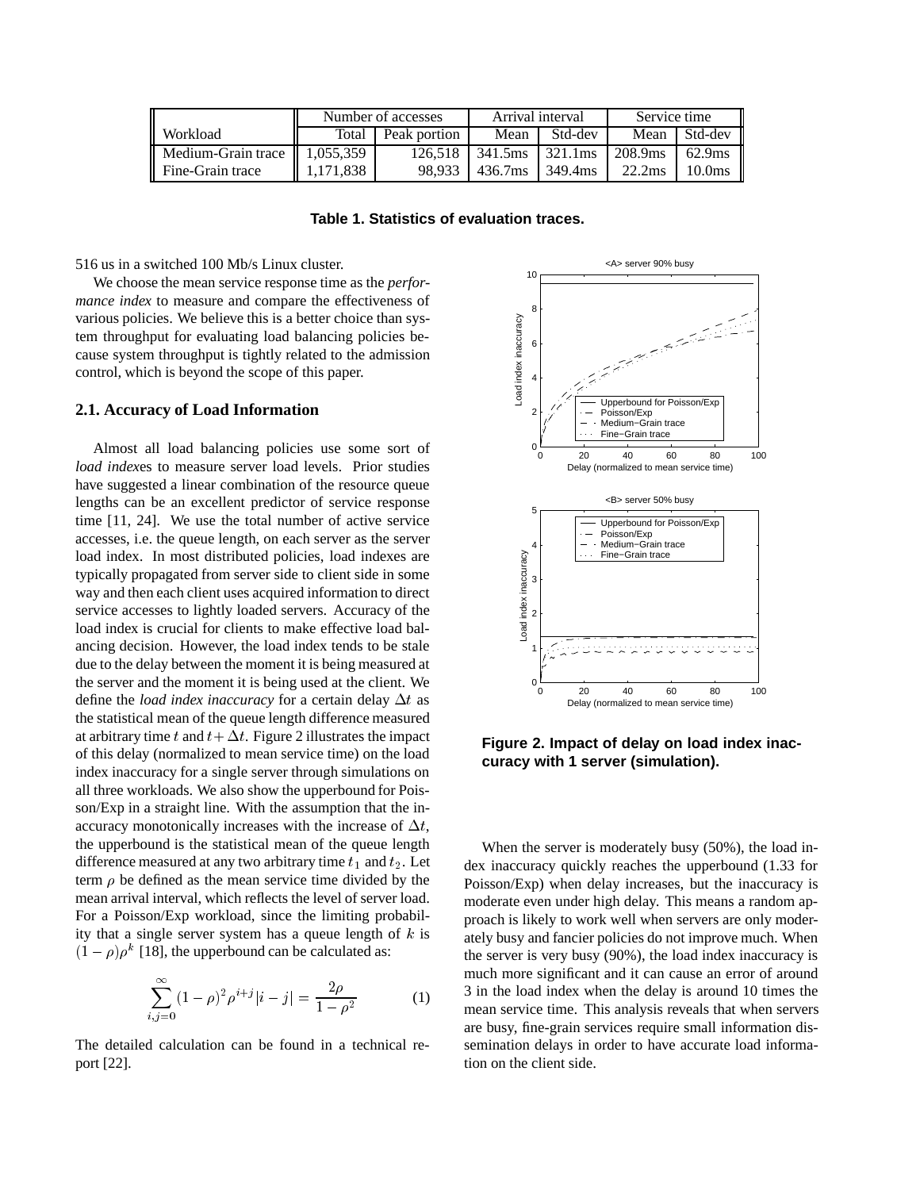| | Number of accesses | | Arrival interval | | Service time | |
|---|---|---|---|---|---|---|
| Workload | Total | Peak portion | Mean | Std-dev | Mean | Std-dev |
| Medium-Grain trace | 1,055,359 | 126,518 | 341.5ms | 321.1ms | 208.9ms | 62.9ms |
| Fine-Grain trace | 1,171,838 | 98,933 | 436.7ms | 349.4ms | 22.2ms | 10.0ms |

**Table 1. Statistics of evaluation traces.**

516 us in a switched 100 Mb/s Linux cluster.

We choose the mean service response time as the *performance index* to measure and compare the effectiveness of various policies. We believe this is a better choice than system throughput for evaluating load balancing policies because system throughput is tightly related to the admission control, which is beyond the scope of this paper.

### 2.1. Accuracy of Load Information

Almost all load balancing policies use some sort of *load index*es to measure server load levels. Prior studies have suggested a linear combination of the resource queue lengths can be an excellent predictor of service response time [11, 24]. We use the total number of active service accesses, i.e. the queue length, on each server as the server load index. In most distributed policies, load indexes are typically propagated from server side to client side in some way and then each client uses acquired information to direct service accesses to lightly loaded servers. Accuracy of the load index is crucial for clients to make effective load balancing decision. However, the load index tends to be stale due to the delay between the moment it is being measured at the server and the moment it is being used at the client. We define the *load index inaccuracy* for a certain delay $\Delta t$ as the statistical mean of the queue length difference measured at arbitrary time $t$ and $t + \Delta t$. Figure 2 illustrates the impact of this delay (normalized to mean service time) on the load index inaccuracy for a single server through simulations on all three workloads. We also show the upperbound for Poisson/Exp in a straight line. With the assumption that the inaccuracy monotonically increases with the increase of $\Delta t$, the upperbound is the statistical mean of the queue length difference measured at any two arbitrary time $t_1$ and $t_2$. Let term $\rho$ be defined as the mean service time divided by the mean arrival interval, which reflects the level of server load. For a Poisson/Exp workload, since the limiting probability that a single server system has a queue length of $k$ is $(1 - \rho)\rho^k$ [18], the upperbound can be calculated as:

$$\sum_{i,j=0}^{\infty} (1 - \rho)^2 \rho^{i+j} |i - j| = \frac{2\rho}{1 - \rho^2} \qquad (1)$$

The detailed calculation can be found in a technical report [22].

**Figure 2. Impact of delay on load index inaccuracy with 1 server (simulation).**

When the server is moderately busy (50%), the load index inaccuracy quickly reaches the upperbound (1.33 for Poisson/Exp) when delay increases, but the inaccuracy is moderate even under high delay. This means a random approach is likely to work well when servers are only moderately busy and fancier policies do not improve much. When the server is very busy (90%), the load index inaccuracy is much more significant and it can cause an error of around 3 in the load index when the delay is around 10 times the mean service time. This analysis reveals that when servers are busy, fine-grain services require small information dissemination delays in order to have accurate load information on the client side.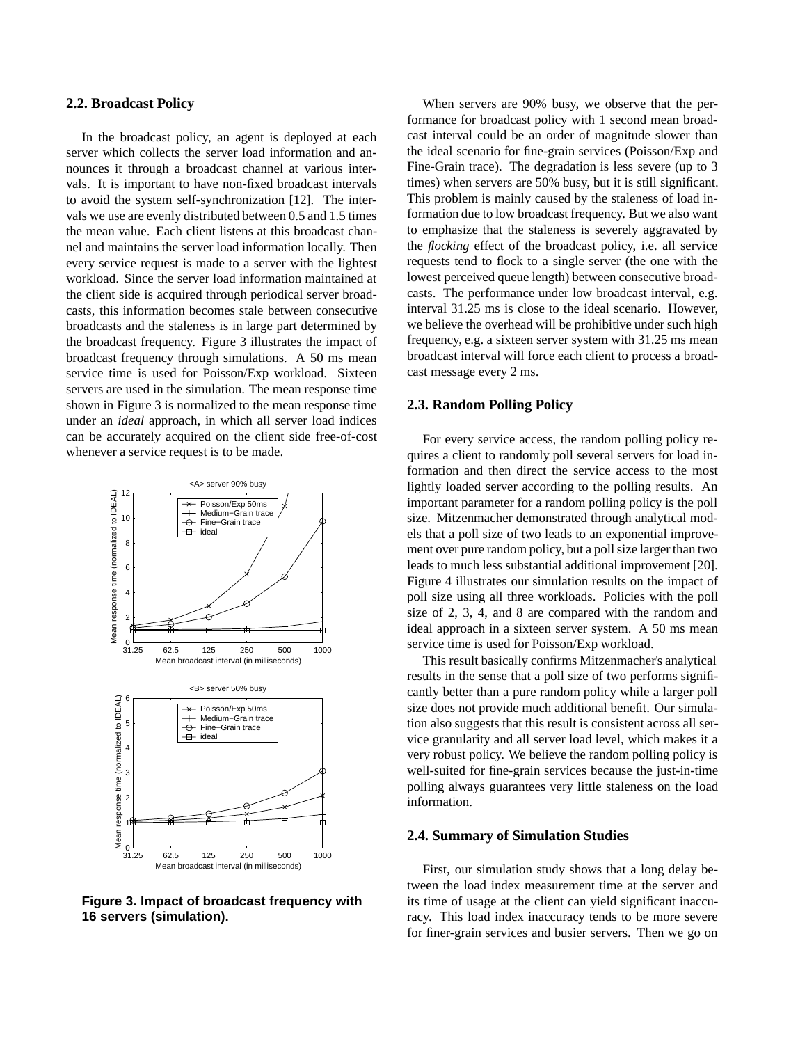### 2.2. Broadcast Policy

In the broadcast policy, an agent is deployed at each server which collects the server load information and announces it through a broadcast channel at various intervals. It is important to have non-fixed broadcast intervals to avoid the system self-synchronization [12]. The intervals we use are evenly distributed between 0.5 and 1.5 times the mean value. Each client listens at this broadcast channel and maintains the server load information locally. Then every service request is made to a server with the lightest workload. Since the server load information maintained at the client side is acquired through periodical server broadcasts, this information becomes stale between consecutive broadcasts and the staleness is in large part determined by the broadcast frequency. Figure 3 illustrates the impact of broadcast frequency through simulations. A 50 ms mean service time is used for Poisson/Exp workload. Sixteen servers are used in the simulation. The mean response time shown in Figure 3 is normalized to the mean response time under an *ideal* approach, in which all server load indices can be accurately acquired on the client side free-of-cost whenever a service request is to be made.

**Figure 3. Impact of broadcast frequency with 16 servers (simulation).**

When servers are 90% busy, we observe that the performance for broadcast policy with 1 second mean broadcast interval could be an order of magnitude slower than the ideal scenario for fine-grain services (Poisson/Exp and Fine-Grain trace). The degradation is less severe (up to 3 times) when servers are 50% busy, but it is still significant. This problem is mainly caused by the staleness of load information due to low broadcast frequency. But we also want to emphasize that the staleness is severely aggravated by the *flocking* effect of the broadcast policy, i.e. all service requests tend to flock to a single server (the one with the lowest perceived queue length) between consecutive broadcasts. The performance under low broadcast interval, e.g. interval 31.25 ms is close to the ideal scenario. However, we believe the overhead will be prohibitive under such high frequency, e.g. a sixteen server system with 31.25 ms mean broadcast interval will force each client to process a broadcast message every 2 ms.

### 2.3. Random Polling Policy

For every service access, the random polling policy requires a client to randomly poll several servers for load information and then direct the service access to the most lightly loaded server according to the polling results. An important parameter for a random polling policy is the poll size. Mitzenmacher demonstrated through analytical models that a poll size of two leads to an exponential improvement over pure random policy, but a poll size larger than two leads to much less substantial additional improvement [20]. Figure 4 illustrates our simulation results on the impact of poll size using all three workloads. Policies with the poll size of 2, 3, 4, and 8 are compared with the random and ideal approach in a sixteen server system. A 50 ms mean service time is used for Poisson/Exp workload.

This result basically confirms Mitzenmacher's analytical results in the sense that a poll size of two performs significantly better than a pure random policy while a larger poll size does not provide much additional benefit. Our simulation also suggests that this result is consistent across all service granularity and all server load level, which makes it a very robust policy. We believe the random polling policy is well-suited for fine-grain services because the just-in-time polling always guarantees very little staleness on the load information.

### 2.4. Summary of Simulation Studies

First, our simulation study shows that a long delay between the load index measurement time at the server and its time of usage at the client can yield significant inaccuracy. This load index inaccuracy tends to be more severe for finer-grain services and busier servers. Then we go on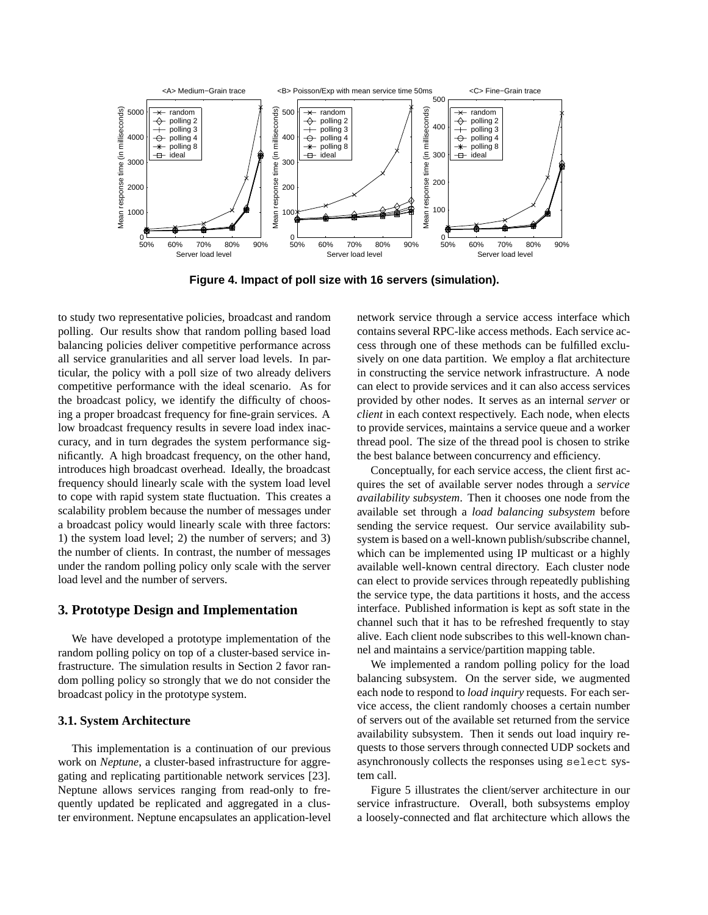Figure 4. Impact of poll size with 16 servers (simulation).

to study two representative policies, broadcast and random polling. Our results show that random polling based load balancing policies deliver competitive performance across all service granularities and all server load levels. In particular, the policy with a poll size of two already delivers competitive performance with the ideal scenario. As for the broadcast policy, we identify the difficulty of choosing a proper broadcast frequency for fine-grain services. A low broadcast frequency results in severe load index inaccuracy, and in turn degrades the system performance significantly. A high broadcast frequency, on the other hand, introduces high broadcast overhead. Ideally, the broadcast frequency should linearly scale with the system load level to cope with rapid system state fluctuation. This creates a scalability problem because the number of messages under a broadcast policy would linearly scale with three factors: 1) the system load level; 2) the number of servers; and 3) the number of clients. In contrast, the number of messages under the random polling policy only scale with the server load level and the number of servers.

## 3. Prototype Design and Implementation

We have developed a prototype implementation of the random polling policy on top of a cluster-based service infrastructure. The simulation results in Section 2 favor random polling policy so strongly that we do not consider the broadcast policy in the prototype system.

### 3.1. System Architecture

This implementation is a continuation of our previous work on *Neptune*, a cluster-based infrastructure for aggregating and replicating partitionable network services [23]. Neptune allows services ranging from read-only to frequently updated be replicated and aggregated in a cluster environment. Neptune encapsulates an application-level network service through a service access interface which contains several RPC-like access methods. Each service access through one of these methods can be fulfilled exclusively on one data partition. We employ a flat architecture in constructing the service network infrastructure. A node can elect to provide services and it can also access services provided by other nodes. It serves as an internal *server* or *client* in each context respectively. Each node, when elects to provide services, maintains a service queue and a worker thread pool. The size of the thread pool is chosen to strike the best balance between concurrency and efficiency.

Conceptually, for each service access, the client first acquires the set of available server nodes through a *service availability subsystem*. Then it chooses one node from the available set through a *load balancing subsystem* before sending the service request. Our service availability subsystem is based on a well-known publish/subscribe channel, which can be implemented using IP multicast or a highly available well-known central directory. Each cluster node can elect to provide services through repeatedly publishing the service type, the data partitions it hosts, and the access interface. Published information is kept as soft state in the channel such that it has to be refreshed frequently to stay alive. Each client node subscribes to this well-known channel and maintains a service/partition mapping table.

We implemented a random polling policy for the load balancing subsystem. On the server side, we augmented each node to respond to *load inquiry* requests. For each service access, the client randomly chooses a certain number of servers out of the available set returned from the service availability subsystem. Then it sends out load inquiry requests to those servers through connected UDP sockets and asynchronously collects the responses using `select` system call.

Figure 5 illustrates the client/server architecture in our service infrastructure. Overall, both subsystems employ a loosely-connected and flat architecture which allows the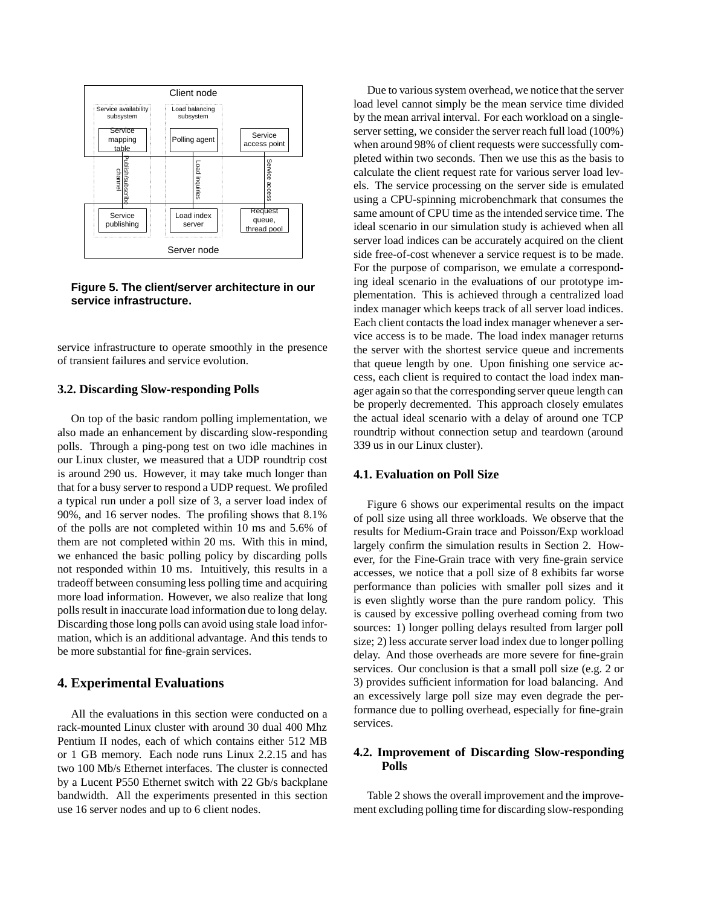Figure 5. The client/server architecture in our service infrastructure.

service infrastructure to operate smoothly in the presence of transient failures and service evolution.

### 3.2. Discarding Slow-responding Polls

On top of the basic random polling implementation, we also made an enhancement by discarding slow-responding polls. Through a ping-pong test on two idle machines in our Linux cluster, we measured that a UDP roundtrip cost is around 290 us. However, it may take much longer than that for a busy server to respond a UDP request. We profiled a typical run under a poll size of 3, a server load index of 90%, and 16 server nodes. The profiling shows that 8.1% of the polls are not completed within 10 ms and 5.6% of them are not completed within 20 ms. With this in mind, we enhanced the basic polling policy by discarding polls not responded within 10 ms. Intuitively, this results in a tradeoff between consuming less polling time and acquiring more load information. However, we also realize that long polls result in inaccurate load information due to long delay. Discarding those long polls can avoid using stale load information, which is an additional advantage. And this tends to be more substantial for fine-grain services.

## 4. Experimental Evaluations

All the evaluations in this section were conducted on a rack-mounted Linux cluster with around 30 dual 400 Mhz Pentium II nodes, each of which contains either 512 MB or 1 GB memory. Each node runs Linux 2.2.15 and has two 100 Mb/s Ethernet interfaces. The cluster is connected by a Lucent P550 Ethernet switch with 22 Gb/s backplane bandwidth. All the experiments presented in this section use 16 server nodes and up to 6 client nodes.

Due to various system overhead, we notice that the server load level cannot simply be the mean service time divided by the mean arrival interval. For each workload on a single-server setting, we consider the server reach full load (100%) when around 98% of client requests were successfully completed within two seconds. Then we use this as the basis to calculate the client request rate for various server load levels. The service processing on the server side is emulated using a CPU-spinning microbenchmark that consumes the same amount of CPU time as the intended service time. The ideal scenario in our simulation study is achieved when all server load indices can be accurately acquired on the client side free-of-cost whenever a service request is to be made. For the purpose of comparison, we emulate a corresponding ideal scenario in the evaluations of our prototype implementation. This is achieved through a centralized load index manager which keeps track of all server load indices. Each client contacts the load index manager whenever a service access is to be made. The load index manager returns the server with the shortest service queue and increments that queue length by one. Upon finishing one service access, each client is required to contact the load index manager again so that the corresponding server queue length can be properly decremented. This approach closely emulates the actual ideal scenario with a delay of around one TCP roundtrip without connection setup and teardown (around 339 us in our Linux cluster).

### 4.1. Evaluation on Poll Size

Figure 6 shows our experimental results on the impact of poll size using all three workloads. We observe that the results for Medium-Grain trace and Poisson/Exp workload largely confirm the simulation results in Section 2. However, for the Fine-Grain trace with very fine-grain service accesses, we notice that a poll size of 8 exhibits far worse performance than policies with smaller poll sizes and it is even slightly worse than the pure random policy. This is caused by excessive polling overhead coming from two sources: 1) longer polling delays resulted from larger poll size; 2) less accurate server load index due to longer polling delay. And those overheads are more severe for fine-grain services. Our conclusion is that a small poll size (e.g. 2 or 3) provides sufficient information for load balancing. And an excessively large poll size may even degrade the performance due to polling overhead, especially for fine-grain services.

### 4.2. Improvement of Discarding Slow-responding Polls

Table 2 shows the overall improvement and the improvement excluding polling time for discarding slow-responding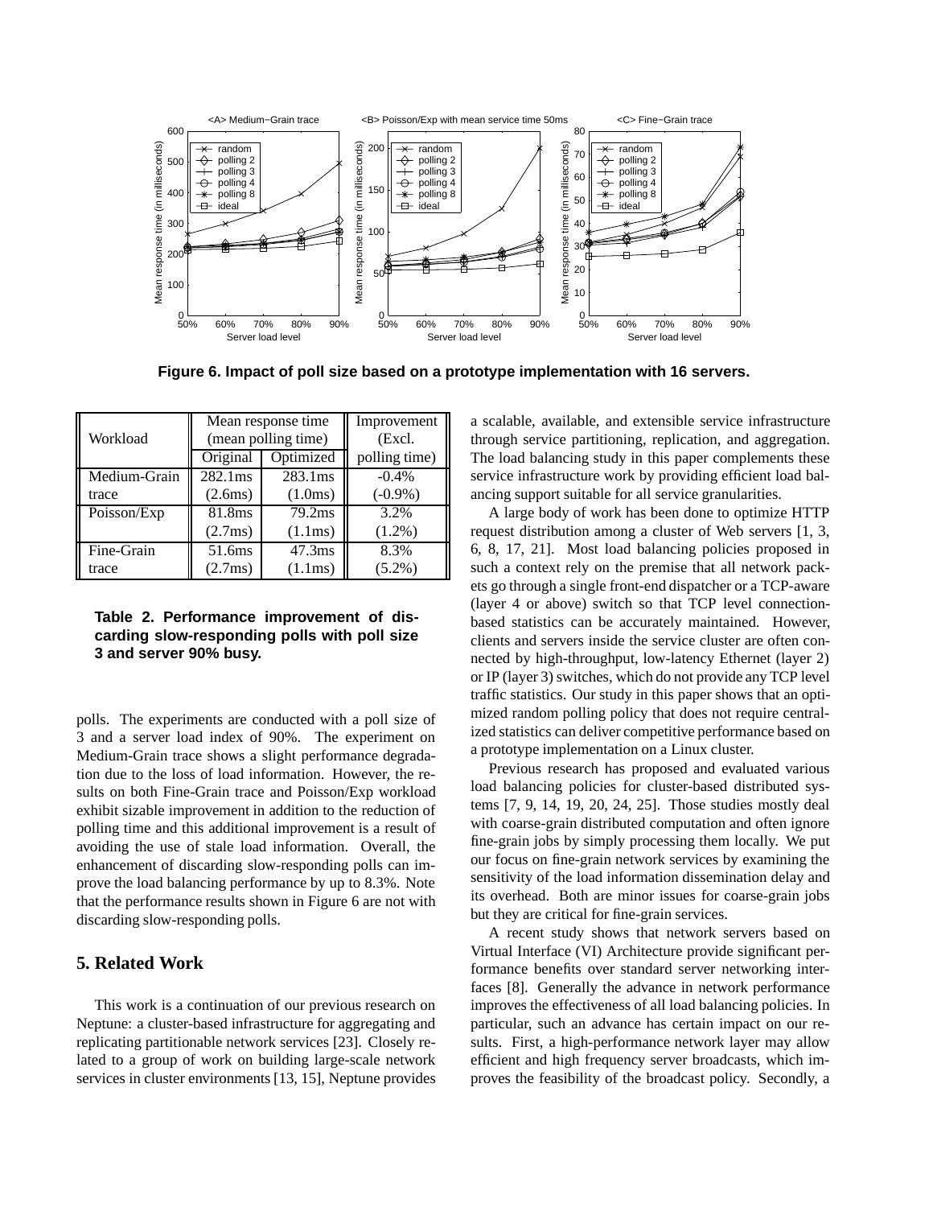Figure 6. Impact of poll size based on a prototype implementation with 16 servers.

| Workload | Mean response time (mean polling time) | | Improvement (Excl. polling time) |
|---|---|---|---|
| | Original | Optimized | |
| Medium-Grain trace | 282.1ms (2.6ms) | 283.1ms (1.0ms) | -0.4% (-0.9%) |
| Poisson/Exp | 81.8ms (2.7ms) | 79.2ms (1.1ms) | 3.2% (1.2%) |
| Fine-Grain trace | 51.6ms (2.7ms) | 47.3ms (1.1ms) | 8.3% (5.2%) |

**Table 2. Performance improvement of discarding slow-responding polls with poll size 3 and server 90% busy.**

polls. The experiments are conducted with a poll size of 3 and a server load index of 90%. The experiment on Medium-Grain trace shows a slight performance degradation due to the loss of load information. However, the results on both Fine-Grain trace and Poisson/Exp workload exhibit sizable improvement in addition to the reduction of polling time and this additional improvement is a result of avoiding the use of stale load information. Overall, the enhancement of discarding slow-responding polls can improve the load balancing performance by up to 8.3%. Note that the performance results shown in Figure 6 are not with discarding slow-responding polls.

## 5. Related Work

This work is a continuation of our previous research on Neptune: a cluster-based infrastructure for aggregating and replicating partitionable network services [23]. Closely related to a group of work on building large-scale network services in cluster environments [13, 15], Neptune provides a scalable, available, and extensible service infrastructure through service partitioning, replication, and aggregation. The load balancing study in this paper complements these service infrastructure work by providing efficient load balancing support suitable for all service granularities.

A large body of work has been done to optimize HTTP request distribution among a cluster of Web servers [1, 3, 6, 8, 17, 21]. Most load balancing policies proposed in such a context rely on the premise that all network packets go through a single front-end dispatcher or a TCP-aware (layer 4 or above) switch so that TCP level connection-based statistics can be accurately maintained. However, clients and servers inside the service cluster are often connected by high-throughput, low-latency Ethernet (layer 2) or IP (layer 3) switches, which do not provide any TCP level traffic statistics. Our study in this paper shows that an optimized random polling policy that does not require centralized statistics can deliver competitive performance based on a prototype implementation on a Linux cluster.

Previous research has proposed and evaluated various load balancing policies for cluster-based distributed systems [7, 9, 14, 19, 20, 24, 25]. Those studies mostly deal with coarse-grain distributed computation and often ignore fine-grain jobs by simply processing them locally. We put our focus on fine-grain network services by examining the sensitivity of the load information dissemination delay and its overhead. Both are minor issues for coarse-grain jobs but they are critical for fine-grain services.

A recent study shows that network servers based on Virtual Interface (VI) Architecture provide significant performance benefits over standard server networking interfaces [8]. Generally the advance in network performance improves the effectiveness of all load balancing policies. In particular, such an advance has certain impact on our results. First, a high-performance network layer may allow efficient and high frequency server broadcasts, which improves the feasibility of the broadcast policy. Secondly, a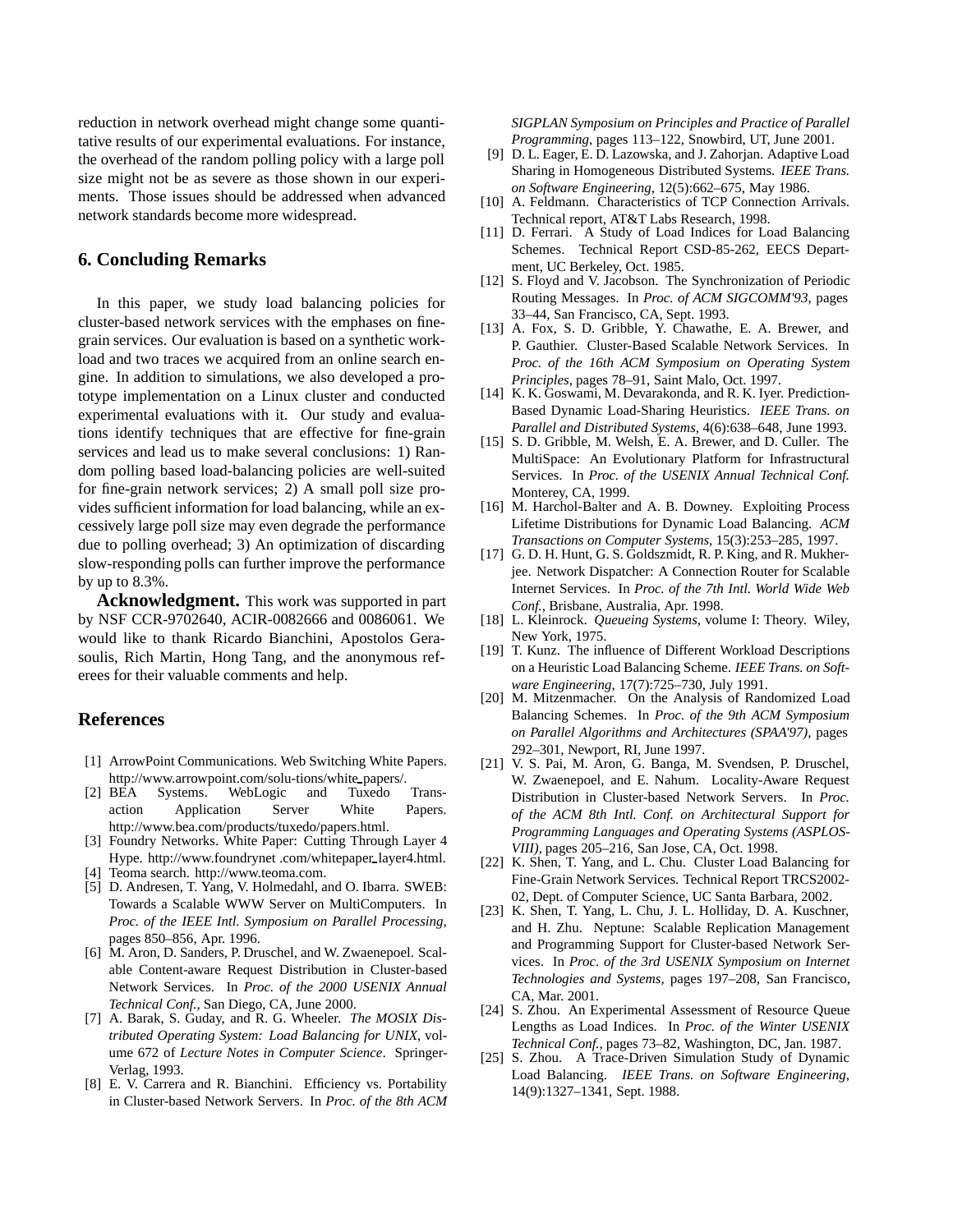reduction in network overhead might change some quantitative results of our experimental evaluations. For instance, the overhead of the random polling policy with a large poll size might not be as severe as those shown in our experiments. Those issues should be addressed when advanced network standards become more widespread.

## 6. Concluding Remarks

In this paper, we study load balancing policies for cluster-based network services with the emphases on fine-grain services. Our evaluation is based on a synthetic workload and two traces we acquired from an online search engine. In addition to simulations, we also developed a prototype implementation on a Linux cluster and conducted experimental evaluations with it. Our study and evaluations identify techniques that are effective for fine-grain services and lead us to make several conclusions: 1) Random polling based load-balancing policies are well-suited for fine-grain network services; 2) A small poll size provides sufficient information for load balancing, while an excessively large poll size may even degrade the performance due to polling overhead; 3) An optimization of discarding slow-responding polls can further improve the performance by up to 8.3%.

**Acknowledgment.** This work was supported in part by NSF CCR-9702640, ACIR-0082666 and 0086061. We would like to thank Ricardo Bianchini, Apostolos Gerasoulis, Rich Martin, Hong Tang, and the anonymous referees for their valuable comments and help.

## References

[1] ArrowPoint Communications. Web Switching White Papers. http://www.arrowpoint.com/solu-tions/white_papers/.

[2] BEA Systems. WebLogic and Tuxedo Transaction Application Server White Papers. http://www.bea.com/products/tuxedo/papers.html.

[3] Foundry Networks. White Paper: Cutting Through Layer 4 Hype. http://www.foundrynet .com/whitepaper_layer4.html.

[4] Teoma search. http://www.teoma.com.

[5] D. Andresen, T. Yang, V. Holmedahl, and O. Ibarra. SWEB: Towards a Scalable WWW Server on MultiComputers. In *Proc. of the IEEE Intl. Symposium on Parallel Processing*, pages 850–856, Apr. 1996.

[6] M. Aron, D. Sanders, P. Druschel, and W. Zwaenepoel. Scalable Content-aware Request Distribution in Cluster-based Network Services. In *Proc. of the 2000 USENIX Annual Technical Conf.*, San Diego, CA, June 2000.

[7] A. Barak, S. Guday, and R. G. Wheeler. *The MOSIX Distributed Operating System: Load Balancing for UNIX*, volume 672 of *Lecture Notes in Computer Science*. Springer-Verlag, 1993.

[8] E. V. Carrera and R. Bianchini. Efficiency vs. Portability in Cluster-based Network Servers. In *Proc. of the 8th ACM SIGPLAN Symposium on Principles and Practice of Parallel Programming*, pages 113–122, Snowbird, UT, June 2001.

[9] D. L. Eager, E. D. Lazowska, and J. Zahorjan. Adaptive Load Sharing in Homogeneous Distributed Systems. *IEEE Trans. on Software Engineering*, 12(5):662–675, May 1986.

[10] A. Feldmann. Characteristics of TCP Connection Arrivals. Technical report, AT&T Labs Research, 1998.

[11] D. Ferrari. A Study of Load Indices for Load Balancing Schemes. Technical Report CSD-85-262, EECS Department, UC Berkeley, Oct. 1985.

[12] S. Floyd and V. Jacobson. The Synchronization of Periodic Routing Messages. In *Proc. of ACM SIGCOMM'93*, pages 33–44, San Francisco, CA, Sept. 1993.

[13] A. Fox, S. D. Gribble, Y. Chawathe, E. A. Brewer, and P. Gauthier. Cluster-Based Scalable Network Services. In *Proc. of the 16th ACM Symposium on Operating System Principles*, pages 78–91, Saint Malo, Oct. 1997.

[14] K. K. Goswami, M. Devarakonda, and R. K. Iyer. Prediction-Based Dynamic Load-Sharing Heuristics. *IEEE Trans. on Parallel and Distributed Systems*, 4(6):638–648, June 1993.

[15] S. D. Gribble, M. Welsh, E. A. Brewer, and D. Culler. The MultiSpace: An Evolutionary Platform for Infrastructural Services. In *Proc. of the USENIX Annual Technical Conf.* Monterey, CA, 1999.

[16] M. Harchol-Balter and A. B. Downey. Exploiting Process Lifetime Distributions for Dynamic Load Balancing. *ACM Transactions on Computer Systems*, 15(3):253–285, 1997.

[17] G. D. H. Hunt, G. S. Goldszmidt, R. P. King, and R. Mukherjee. Network Dispatcher: A Connection Router for Scalable Internet Services. In *Proc. of the 7th Intl. World Wide Web Conf.*, Brisbane, Australia, Apr. 1998.

[18] L. Kleinrock. *Queueing Systems*, volume I: Theory. Wiley, New York, 1975.

[19] T. Kunz. The influence of Different Workload Descriptions on a Heuristic Load Balancing Scheme. *IEEE Trans. on Software Engineering*, 17(7):725–730, July 1991.

[20] M. Mitzenmacher. On the Analysis of Randomized Load Balancing Schemes. In *Proc. of the 9th ACM Symposium on Parallel Algorithms and Architectures (SPAA'97)*, pages 292–301, Newport, RI, June 1997.

[21] V. S. Pai, M. Aron, G. Banga, M. Svendsen, P. Druschel, W. Zwaenepoel, and E. Nahum. Locality-Aware Request Distribution in Cluster-based Network Servers. In *Proc. of the ACM 8th Intl. Conf. on Architectural Support for Programming Languages and Operating Systems (ASPLOS-VIII)*, pages 205–216, San Jose, CA, Oct. 1998.

[22] K. Shen, T. Yang, and L. Chu. Cluster Load Balancing for Fine-Grain Network Services. Technical Report TRCS2002-02, Dept. of Computer Science, UC Santa Barbara, 2002.

[23] K. Shen, T. Yang, L. Chu, J. L. Holliday, D. A. Kuschner, and H. Zhu. Neptune: Scalable Replication Management and Programming Support for Cluster-based Network Services. In *Proc. of the 3rd USENIX Symposium on Internet Technologies and Systems*, pages 197–208, San Francisco, CA, Mar. 2001.

[24] S. Zhou. An Experimental Assessment of Resource Queue Lengths as Load Indices. In *Proc. of the Winter USENIX Technical Conf.*, pages 73–82, Washington, DC, Jan. 1987.

[25] S. Zhou. A Trace-Driven Simulation Study of Dynamic Load Balancing. *IEEE Trans. on Software Engineering*, 14(9):1327–1341, Sept. 1988.